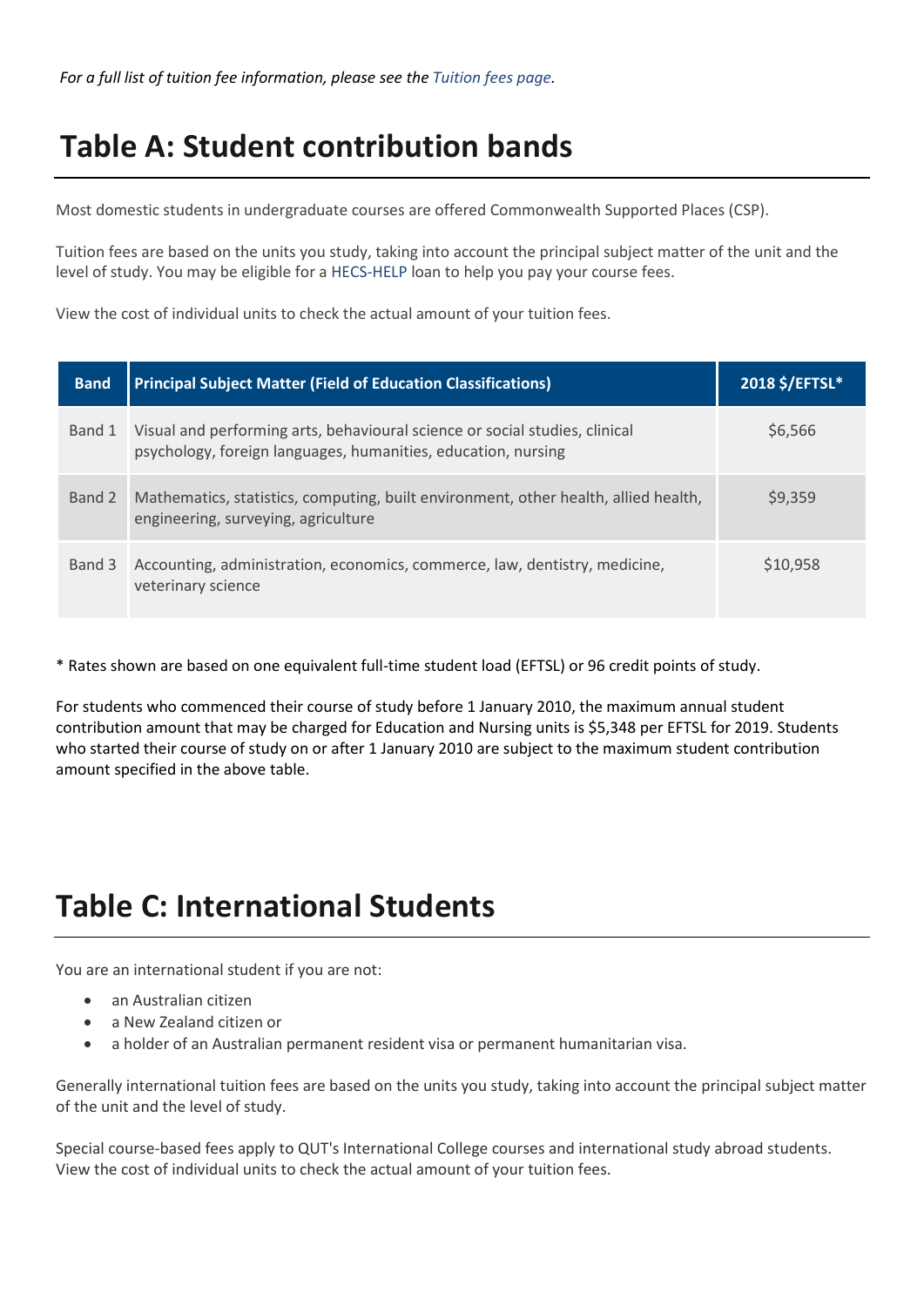*For a full list of tuition fee information, please see the Tuition fees page.*

# Table A: Student contribution bands

Most domestic students in undergraduate courses are offered Commonwealth Supported Places (CSP).

Tuition fees are based on the units you study, taking into account the principal subject matter of the unit and the level of study. You may be eligible for a HECS-HELP loan to help you pay your course fees.

View the cost of individual units to check the actual amount of your tuition fees.

| Band | Principal Subject Matter (Field of Education Classifications) | 2018 $/EFTSL* |
|---|---|---|
| Band 1 | Visual and performing arts, behavioural science or social studies, clinical psychology, foreign languages, humanities, education, nursing | $6,566 |
| Band 2 | Mathematics, statistics, computing, built environment, other health, allied health, engineering, surveying, agriculture | $9,359 |
| Band 3 | Accounting, administration, economics, commerce, law, dentistry, medicine, veterinary science | $10,958 |

* Rates shown are based on one equivalent full-time student load (EFTSL) or 96 credit points of study.

For students who commenced their course of study before 1 January 2010, the maximum annual student contribution amount that may be charged for Education and Nursing units is $5,348 per EFTSL for 2019. Students who started their course of study on or after 1 January 2010 are subject to the maximum student contribution amount specified in the above table.

# Table C: International Students

You are an international student if you are not:

- an Australian citizen
- a New Zealand citizen or
- a holder of an Australian permanent resident visa or permanent humanitarian visa.

Generally international tuition fees are based on the units you study, taking into account the principal subject matter of the unit and the level of study.

Special course-based fees apply to QUT's International College courses and international study abroad students. View the cost of individual units to check the actual amount of your tuition fees.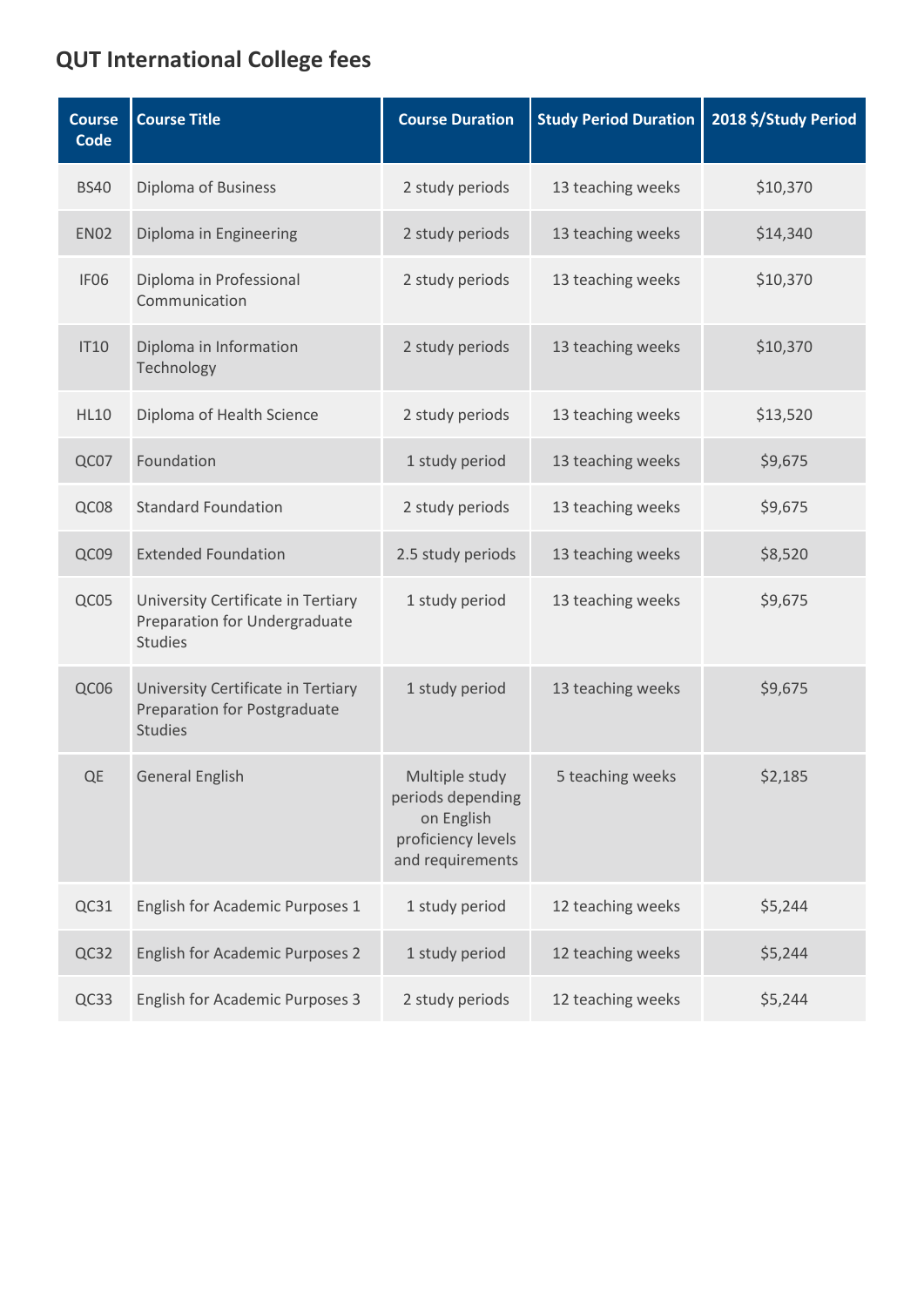## QUT International College fees

| Course Code | Course Title | Course Duration | Study Period Duration | 2018 $/Study Period |
|---|---|---|---|---|
| BS40 | Diploma of Business | 2 study periods | 13 teaching weeks | $10,370 |
| EN02 | Diploma in Engineering | 2 study periods | 13 teaching weeks | $14,340 |
| IF06 | Diploma in Professional Communication | 2 study periods | 13 teaching weeks | $10,370 |
| IT10 | Diploma in Information Technology | 2 study periods | 13 teaching weeks | $10,370 |
| HL10 | Diploma of Health Science | 2 study periods | 13 teaching weeks | $13,520 |
| QC07 | Foundation | 1 study period | 13 teaching weeks | $9,675 |
| QC08 | Standard Foundation | 2 study periods | 13 teaching weeks | $9,675 |
| QC09 | Extended Foundation | 2.5 study periods | 13 teaching weeks | $8,520 |
| QC05 | University Certificate in Tertiary Preparation for Undergraduate Studies | 1 study period | 13 teaching weeks | $9,675 |
| QC06 | University Certificate in Tertiary Preparation for Postgraduate Studies | 1 study period | 13 teaching weeks | $9,675 |
| QE | General English | Multiple study periods depending on English proficiency levels and requirements | 5 teaching weeks | $2,185 |
| QC31 | English for Academic Purposes 1 | 1 study period | 12 teaching weeks | $5,244 |
| QC32 | English for Academic Purposes 2 | 1 study period | 12 teaching weeks | $5,244 |
| QC33 | English for Academic Purposes 3 | 2 study periods | 12 teaching weeks | $5,244 |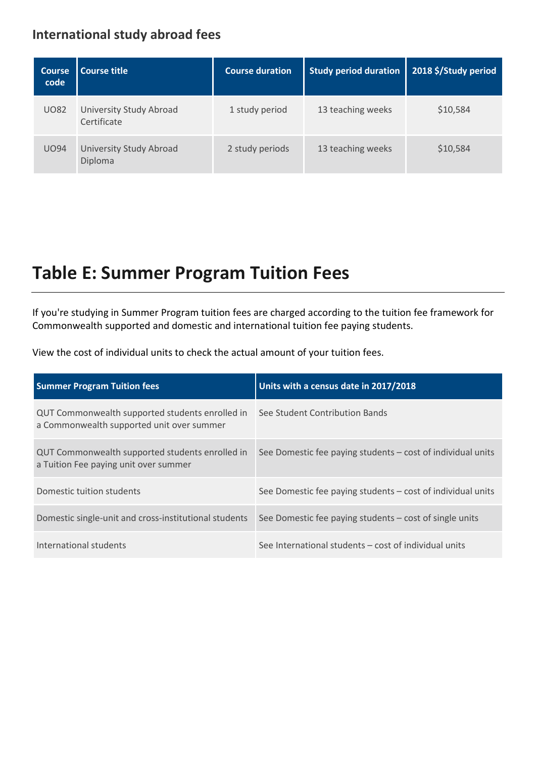### International study abroad fees

| Course code | Course title | Course duration | Study period duration | 2018 $/Study period |
|---|---|---|---|---|
| UO82 | University Study Abroad Certificate | 1 study period | 13 teaching weeks | $10,584 |
| UO94 | University Study Abroad Diploma | 2 study periods | 13 teaching weeks | $10,584 |

# Table E: Summer Program Tuition Fees

If you're studying in Summer Program tuition fees are charged according to the tuition fee framework for Commonwealth supported and domestic and international tuition fee paying students.

View the cost of individual units to check the actual amount of your tuition fees.

| Summer Program Tuition fees | Units with a census date in 2017/2018 |
|---|---|
| QUT Commonwealth supported students enrolled in a Commonwealth supported unit over summer | See Student Contribution Bands |
| QUT Commonwealth supported students enrolled in a Tuition Fee paying unit over summer | See Domestic fee paying students – cost of individual units |
| Domestic tuition students | See Domestic fee paying students – cost of individual units |
| Domestic single-unit and cross-institutional students | See Domestic fee paying students – cost of single units |
| International students | See International students – cost of individual units |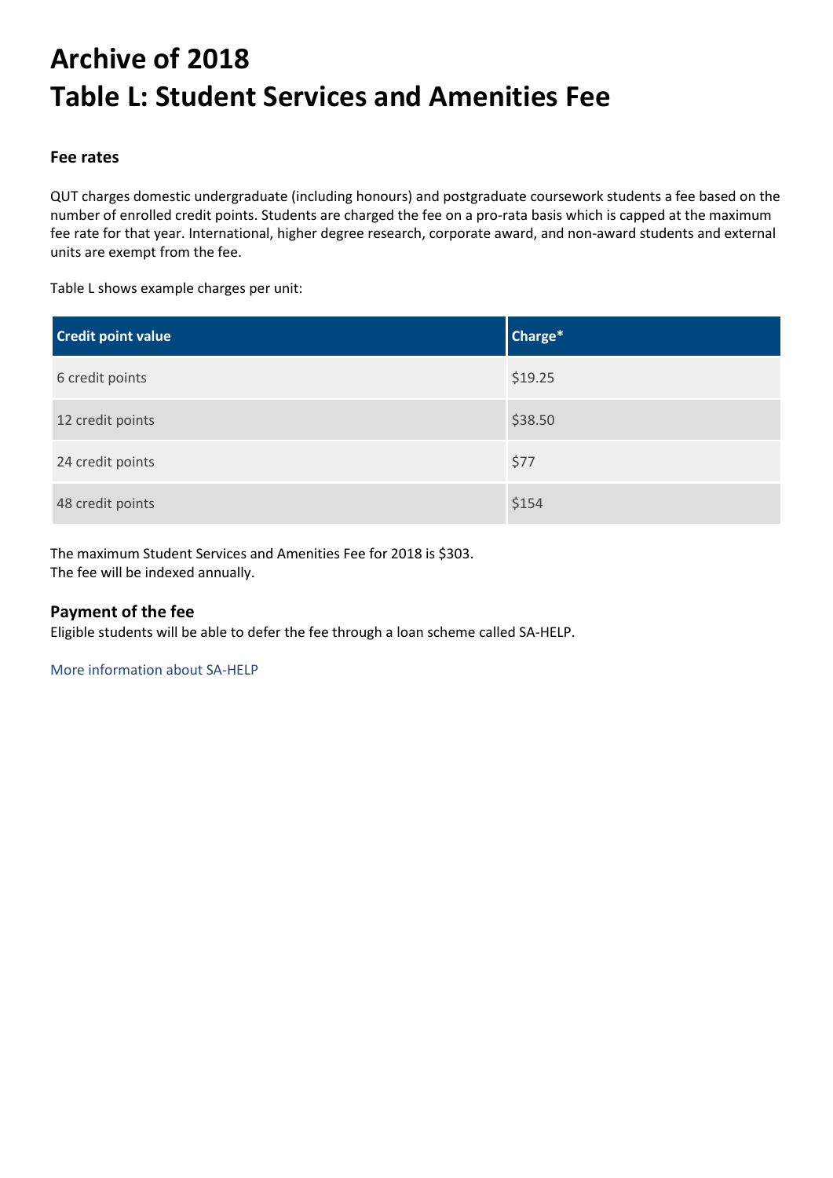# Archive of 2018
# Table L: Student Services and Amenities Fee

### Fee rates

QUT charges domestic undergraduate (including honours) and postgraduate coursework students a fee based on the number of enrolled credit points. Students are charged the fee on a pro-rata basis which is capped at the maximum fee rate for that year. International, higher degree research, corporate award, and non-award students and external units are exempt from the fee.

Table L shows example charges per unit:

| Credit point value | Charge* |
|---|---|
| 6 credit points | $19.25 |
| 12 credit points | $38.50 |
| 24 credit points | $77 |
| 48 credit points | $154 |

The maximum Student Services and Amenities Fee for 2018 is $303.
The fee will be indexed annually.

### Payment of the fee

Eligible students will be able to defer the fee through a loan scheme called SA-HELP.

More information about SA-HELP